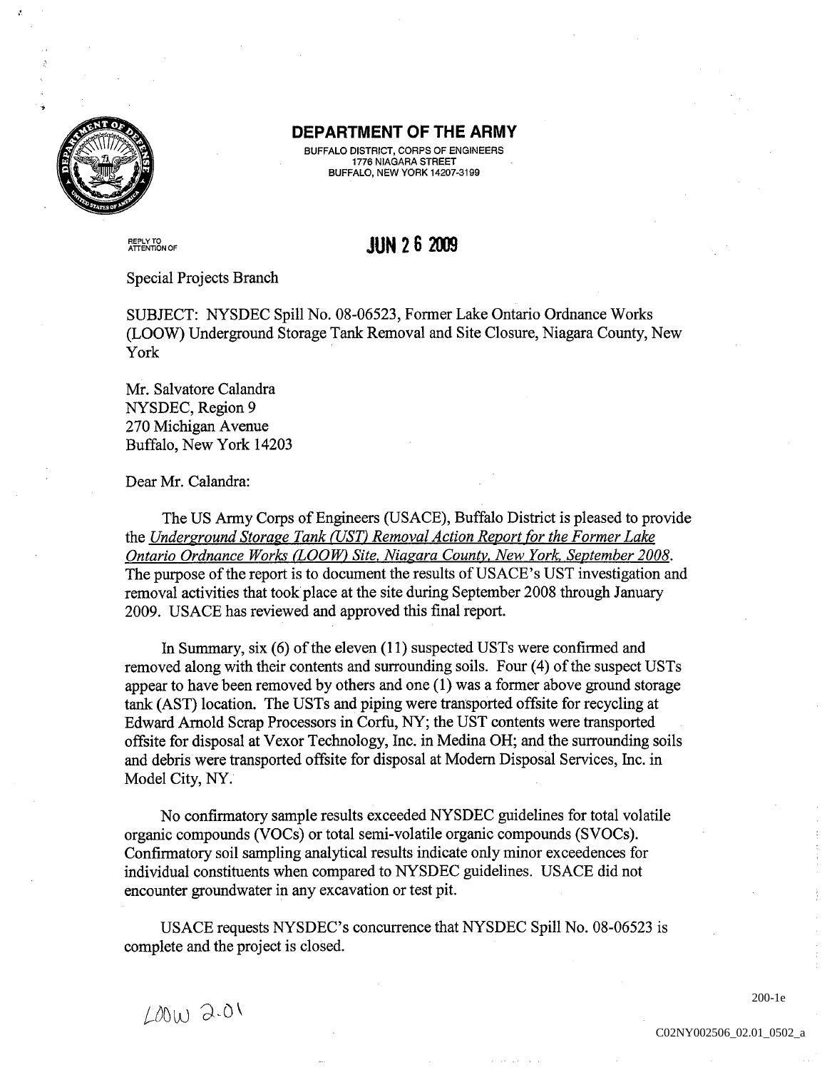# DEPARTMENT OF THE ARMY

BUFFALO DISTRICT, CORPS OF ENGINEERS
1776 NIAGARA STREET
BUFFALO, NEW YORK 14207-3199

REPLY TO ATTENTION OF

**JUN 26 2009**

Special Projects Branch

SUBJECT: NYSDEC Spill No. 08-06523, Former Lake Ontario Ordnance Works (LOOW) Underground Storage Tank Removal and Site Closure, Niagara County, New York

Mr. Salvatore Calandra
NYSDEC, Region 9
270 Michigan Avenue
Buffalo, New York 14203

Dear Mr. Calandra:

The US Army Corps of Engineers (USACE), Buffalo District is pleased to provide the *Underground Storage Tank (UST) Removal Action Report for the Former Lake Ontario Ordnance Works (LOOW) Site, Niagara County, New York, September 2008*. The purpose of the report is to document the results of USACE's UST investigation and removal activities that took place at the site during September 2008 through January 2009. USACE has reviewed and approved this final report.

In Summary, six (6) of the eleven (11) suspected USTs were confirmed and removed along with their contents and surrounding soils. Four (4) of the suspect USTs appear to have been removed by others and one (1) was a former above ground storage tank (AST) location. The USTs and piping were transported offsite for recycling at Edward Arnold Scrap Processors in Corfu, NY; the UST contents were transported offsite for disposal at Vexor Technology, Inc. in Medina OH; and the surrounding soils and debris were transported offsite for disposal at Modern Disposal Services, Inc. in Model City, NY.

No confirmatory sample results exceeded NYSDEC guidelines for total volatile organic compounds (VOCs) or total semi-volatile organic compounds (SVOCs). Confirmatory soil sampling analytical results indicate only minor exceedences for individual constituents when compared to NYSDEC guidelines. USACE did not encounter groundwater in any excavation or test pit.

USACE requests NYSDEC's concurrence that NYSDEC Spill No. 08-06523 is complete and the project is closed.

LOOW 2.01

200-1e

C02NY002506_02.01_0502_a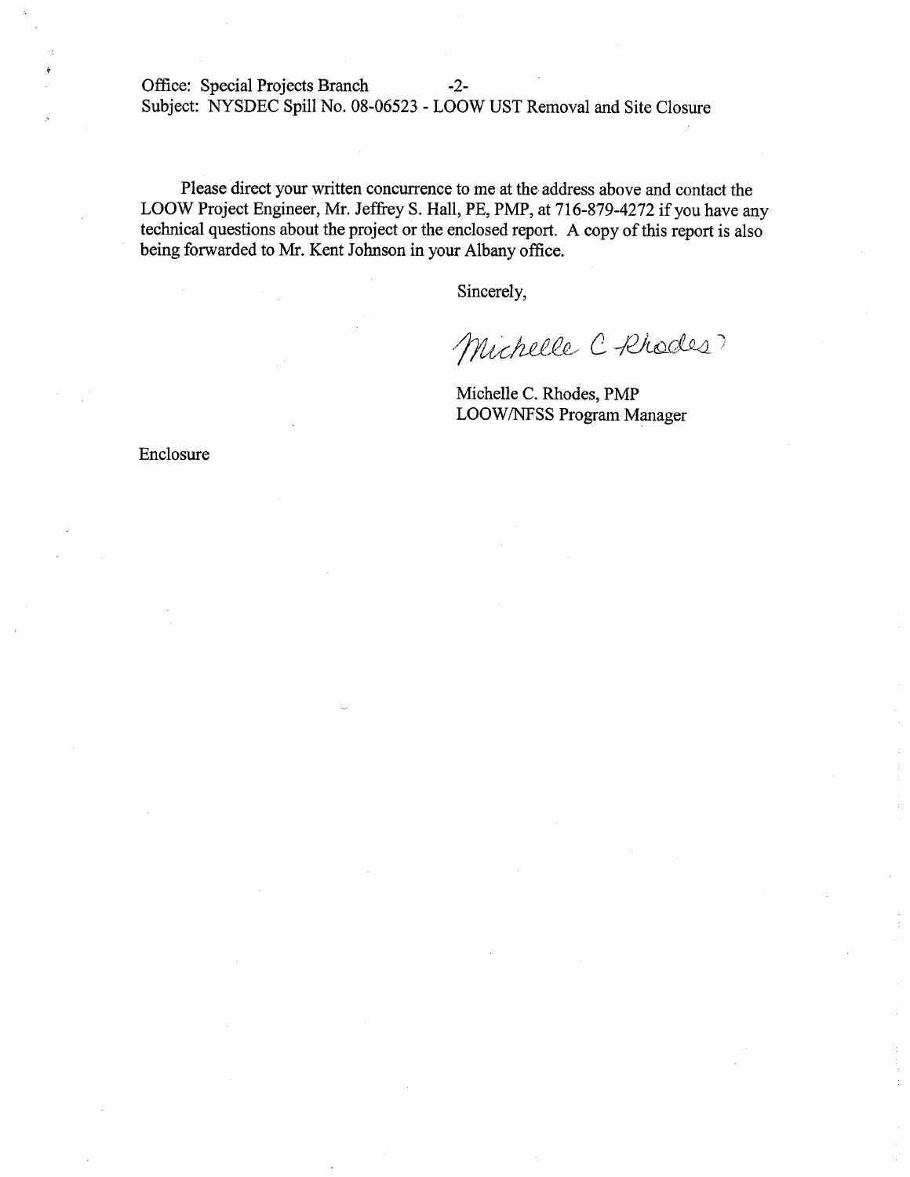Office: Special Projects Branch

Subject: NYSDEC Spill No. 08-06523 - LOOW UST Removal and Site Closure

Please direct your written concurrence to me at the address above and contact the LOOW Project Engineer, Mr. Jeffrey S. Hall, PE, PMP, at 716-879-4272 if you have any technical questions about the project or the enclosed report. A copy of this report is also being forwarded to Mr. Kent Johnson in your Albany office.

Sincerely,

Michelle C Rhodes

Michelle C. Rhodes, PMP
LOOW/NFSS Program Manager

Enclosure